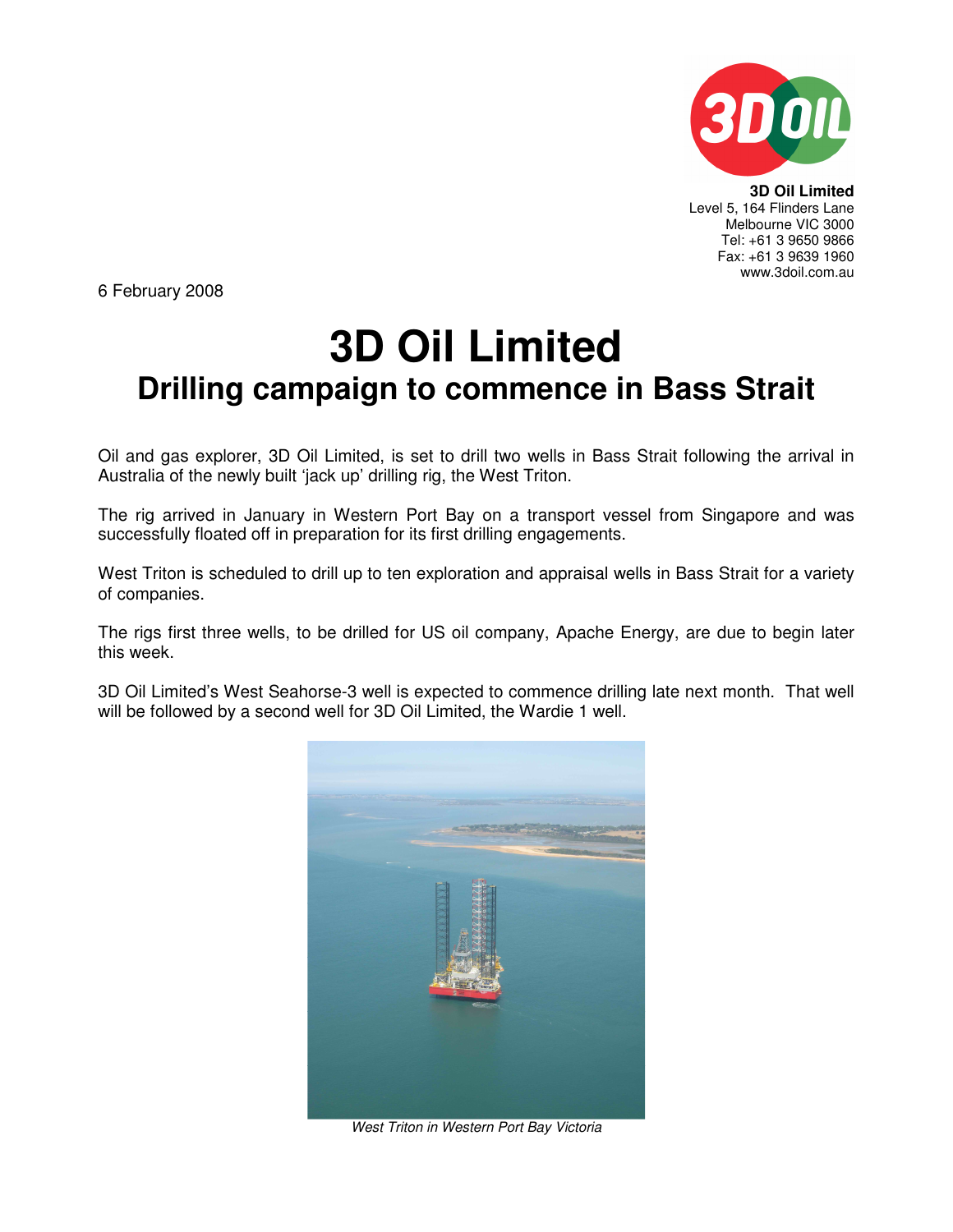**3D Oil Limited**
Level 5, 164 Flinders Lane
Melbourne VIC 3000
Tel: +61 3 9650 9866
Fax: +61 3 9639 1960
www.3doil.com.au

6 February 2008

# 3D Oil Limited

## Drilling campaign to commence in Bass Strait

Oil and gas explorer, 3D Oil Limited, is set to drill two wells in Bass Strait following the arrival in Australia of the newly built 'jack up' drilling rig, the West Triton.

The rig arrived in January in Western Port Bay on a transport vessel from Singapore and was successfully floated off in preparation for its first drilling engagements.

West Triton is scheduled to drill up to ten exploration and appraisal wells in Bass Strait for a variety of companies.

The rigs first three wells, to be drilled for US oil company, Apache Energy, are due to begin later this week.

3D Oil Limited's West Seahorse-3 well is expected to commence drilling late next month. That well will be followed by a second well for 3D Oil Limited, the Wardie 1 well.

*West Triton in Western Port Bay Victoria*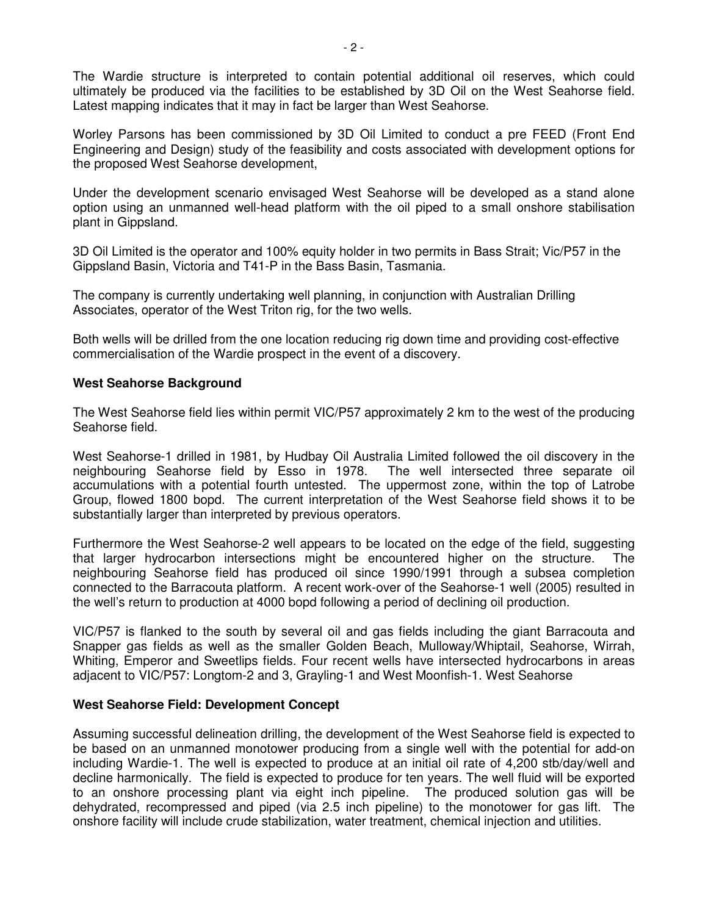The Wardie structure is interpreted to contain potential additional oil reserves, which could ultimately be produced via the facilities to be established by 3D Oil on the West Seahorse field. Latest mapping indicates that it may in fact be larger than West Seahorse.

Worley Parsons has been commissioned by 3D Oil Limited to conduct a pre FEED (Front End Engineering and Design) study of the feasibility and costs associated with development options for the proposed West Seahorse development,

Under the development scenario envisaged West Seahorse will be developed as a stand alone option using an unmanned well-head platform with the oil piped to a small onshore stabilisation plant in Gippsland.

3D Oil Limited is the operator and 100% equity holder in two permits in Bass Strait; Vic/P57 in the Gippsland Basin, Victoria and T41-P in the Bass Basin, Tasmania.

The company is currently undertaking well planning, in conjunction with Australian Drilling Associates, operator of the West Triton rig, for the two wells.

Both wells will be drilled from the one location reducing rig down time and providing cost-effective commercialisation of the Wardie prospect in the event of a discovery.

**West Seahorse Background**

The West Seahorse field lies within permit VIC/P57 approximately 2 km to the west of the producing Seahorse field.

West Seahorse-1 drilled in 1981, by Hudbay Oil Australia Limited followed the oil discovery in the neighbouring Seahorse field by Esso in 1978. The well intersected three separate oil accumulations with a potential fourth untested. The uppermost zone, within the top of Latrobe Group, flowed 1800 bopd. The current interpretation of the West Seahorse field shows it to be substantially larger than interpreted by previous operators.

Furthermore the West Seahorse-2 well appears to be located on the edge of the field, suggesting that larger hydrocarbon intersections might be encountered higher on the structure. The neighbouring Seahorse field has produced oil since 1990/1991 through a subsea completion connected to the Barracouta platform. A recent work-over of the Seahorse-1 well (2005) resulted in the well's return to production at 4000 bopd following a period of declining oil production.

VIC/P57 is flanked to the south by several oil and gas fields including the giant Barracouta and Snapper gas fields as well as the smaller Golden Beach, Mulloway/Whiptail, Seahorse, Wirrah, Whiting, Emperor and Sweetlips fields. Four recent wells have intersected hydrocarbons in areas adjacent to VIC/P57: Longtom-2 and 3, Grayling-1 and West Moonfish-1. West Seahorse

**West Seahorse Field: Development Concept**

Assuming successful delineation drilling, the development of the West Seahorse field is expected to be based on an unmanned monotower producing from a single well with the potential for add-on including Wardie-1. The well is expected to produce at an initial oil rate of 4,200 stb/day/well and decline harmonically. The field is expected to produce for ten years. The well fluid will be exported to an onshore processing plant via eight inch pipeline. The produced solution gas will be dehydrated, recompressed and piped (via 2.5 inch pipeline) to the monotower for gas lift. The onshore facility will include crude stabilization, water treatment, chemical injection and utilities.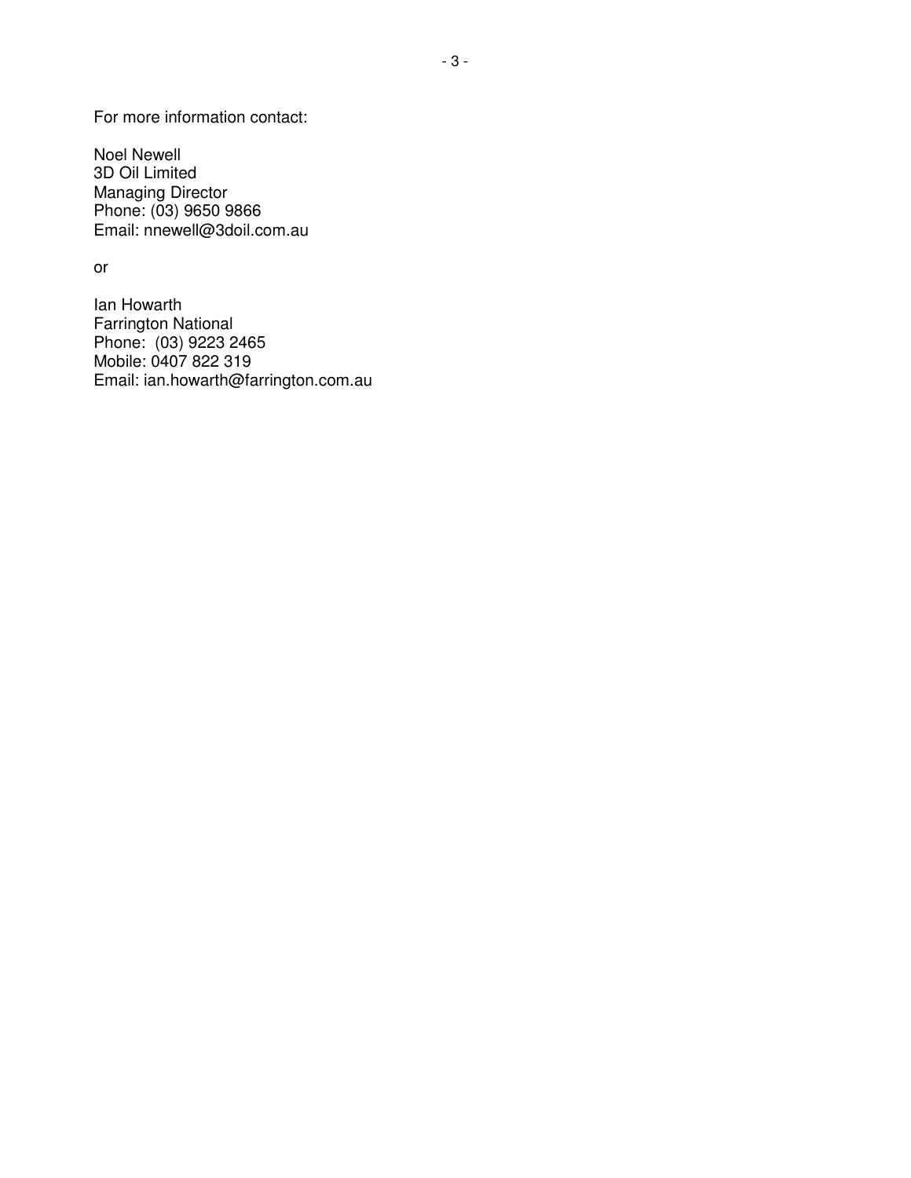For more information contact:

Noel Newell  
3D Oil Limited  
Managing Director  
Phone: (03) 9650 9866  
Email: nnewell@3doil.com.au

or

Ian Howarth  
Farrington National  
Phone: (03) 9223 2465  
Mobile: 0407 822 319  
Email: ian.howarth@farrington.com.au